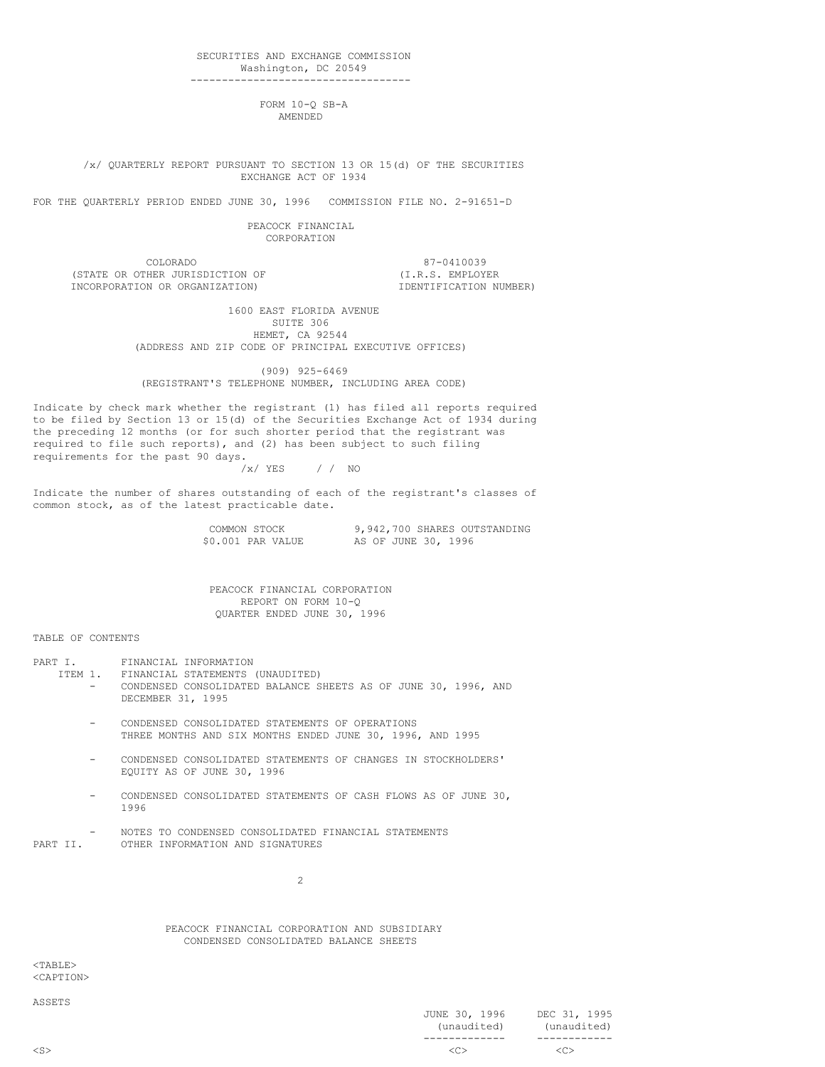SECURITIES AND EXCHANGE COMMISSION
Washington, DC 20549

---

FORM 10-Q SB-A
AMENDED

/x/ QUARTERLY REPORT PURSUANT TO SECTION 13 OR 15(d) OF THE SECURITIES EXCHANGE ACT OF 1934

FOR THE QUARTERLY PERIOD ENDED JUNE 30, 1996 COMMISSION FILE NO. 2-91651-D

# PEACOCK FINANCIAL CORPORATION

| | |
|---|---|
| COLORADO | 87-0410039 |
| (STATE OR OTHER JURISDICTION OF INCORPORATION OR ORGANIZATION) | (I.R.S. EMPLOYER IDENTIFICATION NUMBER) |

1600 EAST FLORIDA AVENUE
SUITE 306
HEMET, CA 92544
(ADDRESS AND ZIP CODE OF PRINCIPAL EXECUTIVE OFFICES)

(909) 925-6469
(REGISTRANT'S TELEPHONE NUMBER, INCLUDING AREA CODE)

Indicate by check mark whether the registrant (1) has filed all reports required to be filed by Section 13 or 15(d) of the Securities Exchange Act of 1934 during the preceding 12 months (or for such shorter period that the registrant was required to file such reports), and (2) has been subject to such filing requirements for the past 90 days.

/x/ YES / / NO

Indicate the number of shares outstanding of each of the registrant's classes of common stock, as of the latest practicable date.

| | |
|---|---|
| COMMON STOCK | 9,942,700 SHARES OUTSTANDING |
| $0.001 PAR VALUE | AS OF JUNE 30, 1996 |

## PEACOCK FINANCIAL CORPORATION
REPORT ON FORM 10-Q
QUARTER ENDED JUNE 30, 1996

TABLE OF CONTENTS

PART I. FINANCIAL INFORMATION

ITEM 1. FINANCIAL STATEMENTS (UNAUDITED)

- CONDENSED CONSOLIDATED BALANCE SHEETS AS OF JUNE 30, 1996, AND DECEMBER 31, 1995
- CONDENSED CONSOLIDATED STATEMENTS OF OPERATIONS THREE MONTHS AND SIX MONTHS ENDED JUNE 30, 1996, AND 1995
- CONDENSED CONSOLIDATED STATEMENTS OF CHANGES IN STOCKHOLDERS' EQUITY AS OF JUNE 30, 1996
- CONDENSED CONSOLIDATED STATEMENTS OF CASH FLOWS AS OF JUNE 30, 1996
- NOTES TO CONDENSED CONSOLIDATED FINANCIAL STATEMENTS

PART II. OTHER INFORMATION AND SIGNATURES

## PEACOCK FINANCIAL CORPORATION AND SUBSIDIARY
CONDENSED CONSOLIDATED BALANCE SHEETS

ASSETS

| | JUNE 30, 1996 (unaudited) | DEC 31, 1995 (unaudited) |
|---|---|---|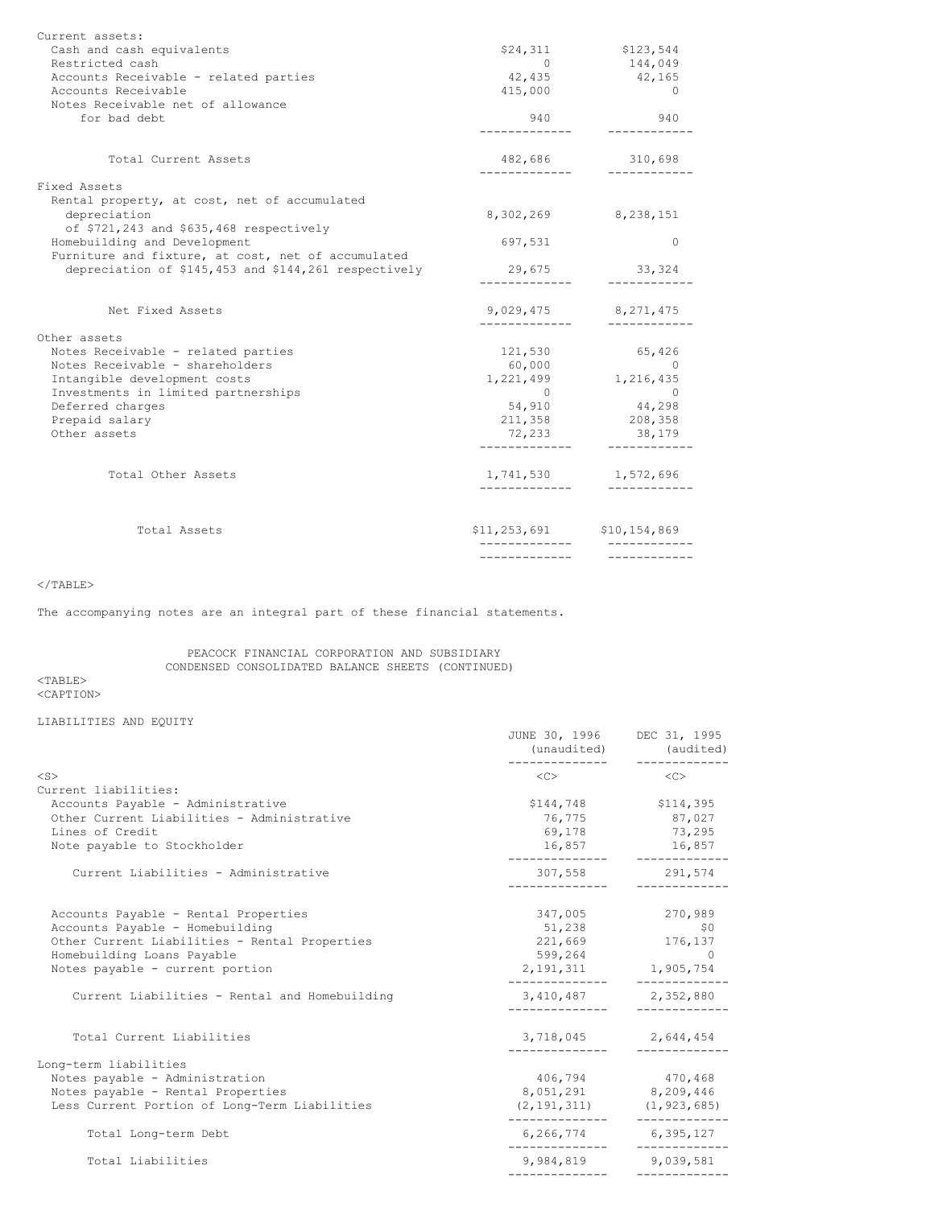| | | |
|---|---|---|
| Current assets: | | |
| Cash and cash equivalents | $24,311 | $123,544 |
| Restricted cash | 0 | 144,049 |
| Accounts Receivable - related parties | 42,435 | 42,165 |
| Accounts Receivable | 415,000 | 0 |
| Notes Receivable net of allowance for bad debt | 940 | 940 |
| Total Current Assets | 482,686 | 310,698 |
| Fixed Assets | | |
| Rental property, at cost, net of accumulated depreciation of $721,243 and $635,468 respectively | 8,302,269 | 8,238,151 |
| Homebuilding and Development | 697,531 | 0 |
| Furniture and fixture, at cost, net of accumulated depreciation of $145,453 and $144,261 respectively | 29,675 | 33,324 |
| Net Fixed Assets | 9,029,475 | 8,271,475 |
| Other assets | | |
| Notes Receivable - related parties | 121,530 | 65,426 |
| Notes Receivable - shareholders | 60,000 | 0 |
| Intangible development costs | 1,221,499 | 1,216,435 |
| Investments in limited partnerships | 0 | 0 |
| Deferred charges | 54,910 | 44,298 |
| Prepaid salary | 211,358 | 208,358 |
| Other assets | 72,233 | 38,179 |
| Total Other Assets | 1,741,530 | 1,572,696 |
| Total Assets | $11,253,691 | $10,154,869 |

</TABLE>

The accompanying notes are an integral part of these financial statements.

PEACOCK FINANCIAL CORPORATION AND SUBSIDIARY
CONDENSED CONSOLIDATED BALANCE SHEETS (CONTINUED)

<TABLE>
<CAPTION>

LIABILITIES AND EQUITY

| <S> | JUNE 30, 1996 (unaudited) <C> | DEC 31, 1995 (audited) <C> |
|---|---|---|
| Current liabilities: | | |
| Accounts Payable - Administrative | $144,748 | $114,395 |
| Other Current Liabilities - Administrative | 76,775 | 87,027 |
| Lines of Credit | 69,178 | 73,295 |
| Note payable to Stockholder | 16,857 | 16,857 |
| Current Liabilities - Administrative | 307,558 | 291,574 |
| Accounts Payable - Rental Properties | 347,005 | 270,989 |
| Accounts Payable - Homebuilding | 51,238 | $0 |
| Other Current Liabilities - Rental Properties | 221,669 | 176,137 |
| Homebuilding Loans Payable | 599,264 | 0 |
| Notes payable - current portion | 2,191,311 | 1,905,754 |
| Current Liabilities - Rental and Homebuilding | 3,410,487 | 2,352,880 |
| Total Current Liabilities | 3,718,045 | 2,644,454 |
| Long-term liabilities | | |
| Notes payable - Administration | 406,794 | 470,468 |
| Notes payable - Rental Properties | 8,051,291 | 8,209,446 |
| Less Current Portion of Long-Term Liabilities | (2,191,311) | (1,923,685) |
| Total Long-term Debt | 6,266,774 | 6,395,127 |
| Total Liabilities | 9,984,819 | 9,039,581 |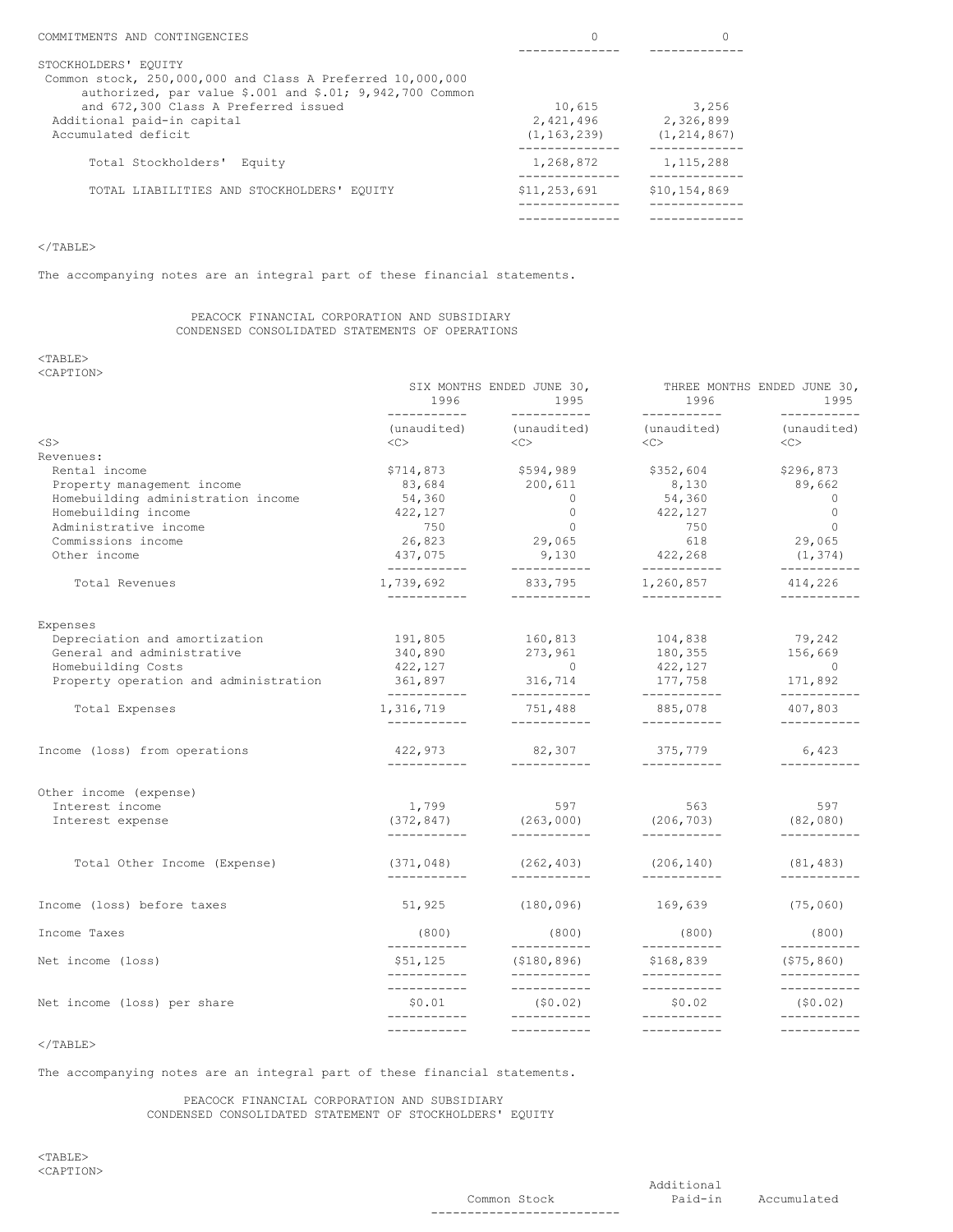| | | |
|---|---|---|
| COMMITMENTS AND CONTINGENCIES | 0 | 0 |
| STOCKHOLDERS' EQUITY | | |
| Common stock, 250,000,000 and Class A Preferred 10,000,000 authorized, par value $.001 and $.01; 9,942,700 Common and 672,300 Class A Preferred issued | 10,615 | 3,256 |
| Additional paid-in capital | 2,421,496 | 2,326,899 |
| Accumulated deficit | (1,163,239) | (1,214,867) |
| Total Stockholders' Equity | 1,268,872 | 1,115,288 |
| TOTAL LIABILITIES AND STOCKHOLDERS' EQUITY | $11,253,691 | $10,154,869 |

</TABLE>

The accompanying notes are an integral part of these financial statements.

PEACOCK FINANCIAL CORPORATION AND SUBSIDIARY
CONDENSED CONSOLIDATED STATEMENTS OF OPERATIONS

<TABLE>
<CAPTION>

| | SIX MONTHS ENDED JUNE 30, | | THREE MONTHS ENDED JUNE 30, | |
|---|---|---|---|---|
| | 1996 | 1995 | 1996 | 1995 |
| | (unaudited) | (unaudited) | (unaudited) | (unaudited) |
| <S> | <C> | <C> | <C> | <C> |
| Revenues: | | | | |
| Rental income | $714,873 | $594,989 | $352,604 | $296,873 |
| Property management income | 83,684 | 200,611 | 8,130 | 89,662 |
| Homebuilding administration income | 54,360 | 0 | 54,360 | 0 |
| Homebuilding income | 422,127 | 0 | 422,127 | 0 |
| Administrative income | 750 | 0 | 750 | 0 |
| Commissions income | 26,823 | 29,065 | 618 | 29,065 |
| Other income | 437,075 | 9,130 | 422,268 | (1,374) |
| Total Revenues | 1,739,692 | 833,795 | 1,260,857 | 414,226 |
| Expenses | | | | |
| Depreciation and amortization | 191,805 | 160,813 | 104,838 | 79,242 |
| General and administrative | 340,890 | 273,961 | 180,355 | 156,669 |
| Homebuilding Costs | 422,127 | 0 | 422,127 | 0 |
| Property operation and administration | 361,897 | 316,714 | 177,758 | 171,892 |
| Total Expenses | 1,316,719 | 751,488 | 885,078 | 407,803 |
| Income (loss) from operations | 422,973 | 82,307 | 375,779 | 6,423 |
| Other income (expense) | | | | |
| Interest income | 1,799 | 597 | 563 | 597 |
| Interest expense | (372,847) | (263,000) | (206,703) | (82,080) |
| Total Other Income (Expense) | (371,048) | (262,403) | (206,140) | (81,483) |
| Income (loss) before taxes | 51,925 | (180,096) | 169,639 | (75,060) |
| Income Taxes | (800) | (800) | (800) | (800) |
| Net income (loss) | $51,125 | ($180,896) | $168,839 | ($75,860) |
| Net income (loss) per share | $0.01 | ($0.02) | $0.02 | ($0.02) |

</TABLE>

The accompanying notes are an integral part of these financial statements.

PEACOCK FINANCIAL CORPORATION AND SUBSIDIARY
CONDENSED CONSOLIDATED STATEMENT OF STOCKHOLDERS' EQUITY

<TABLE>
<CAPTION>

| | | Additional | |
|---|---|---|---|
| Common Stock | | Paid-in | Accumulated |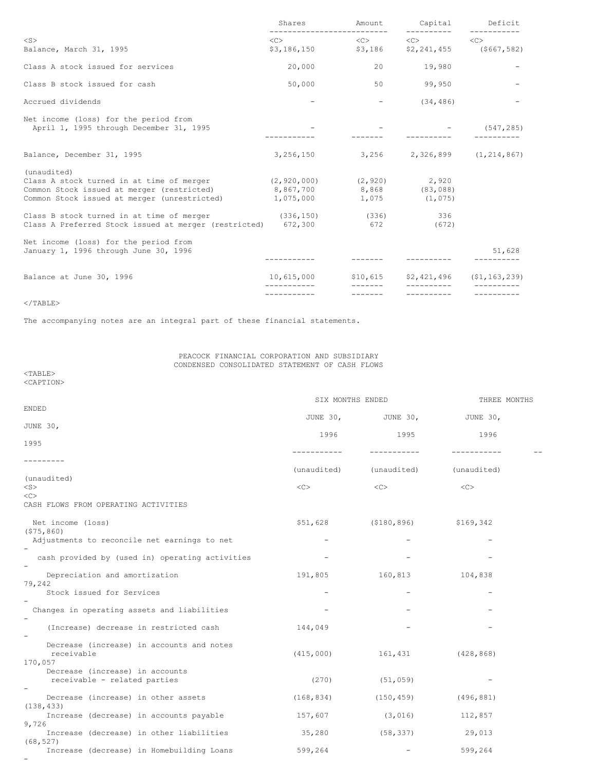| | Shares | Amount | Capital | Deficit |
|---|---|---|---|---|
| Balance, March 31, 1995 | $3,186,150 | $3,186 | $2,241,455 | ($667,582) |
| Class A stock issued for services | 20,000 | 20 | 19,980 | - |
| Class B stock issued for cash | 50,000 | 50 | 99,950 | - |
| Accrued dividends | - | - | (34,486) | - |
| Net income (loss) for the period from April 1, 1995 through December 31, 1995 | - | - | - | (547,285) |
| Balance, December 31, 1995 | 3,256,150 | 3,256 | 2,326,899 | (1,214,867) |
| (unaudited) | | | | |
| Class A stock turned in at time of merger | (2,920,000) | (2,920) | 2,920 | |
| Common Stock issued at merger (restricted) | 8,867,700 | 8,868 | (83,088) | |
| Common Stock issued at merger (unrestricted) | 1,075,000 | 1,075 | (1,075) | |
| Class B stock turned in at time of merger | (336,150) | (336) | 336 | |
| Class A Preferred Stock issued at merger (restricted) | 672,300 | 672 | (672) | |
| Net income (loss) for the period from January 1, 1996 through June 30, 1996 | | | | 51,628 |
| Balance at June 30, 1996 | 10,615,000 | $10,615 | $2,421,496 | ($1,163,239) |

The accompanying notes are an integral part of these financial statements.

PEACOCK FINANCIAL CORPORATION AND SUBSIDIARY
CONDENSED CONSOLIDATED STATEMENT OF CASH FLOWS

| | SIX MONTHS ENDED JUNE 30, 1996 (unaudited) | SIX MONTHS ENDED JUNE 30, 1995 (unaudited) | THREE MONTHS ENDED JUNE 30, 1996 (unaudited) | THREE MONTHS ENDED JUNE 30, 1995 (unaudited) |
|---|---|---|---|---|
| CASH FLOWS FROM OPERATING ACTIVITIES | | | | |
| Net income (loss) | $51,628 | ($180,896) | $169,342 | ($75,860) |
| Adjustments to reconcile net earnings to net | - | - | - | - |
| cash provided by (used in) operating activities | - | - | - | - |
| Depreciation and amortization | 191,805 | 160,813 | 104,838 | 79,242 |
| Stock issued for Services | - | - | - | - |
| Changes in operating assets and liabilities | - | - | - | - |
| (Increase) decrease in restricted cash | 144,049 | - | - | - |
| Decrease (increase) in accounts and notes receivable | (415,000) | 161,431 | (428,868) | 170,057 |
| Decrease (increase) in accounts receivable - related parties | (270) | (51,059) | - | - |
| Decrease (increase) in other assets | (168,834) | (150,459) | (496,881) | (138,433) |
| Increase (decrease) in accounts payable | 157,607 | (3,016) | 112,857 | 9,726 |
| Increase (decrease) in other liabilities | 35,280 | (58,337) | 29,013 | (68,527) |
| Increase (decrease) in Homebuilding Loans | 599,264 | - | 599,264 | - |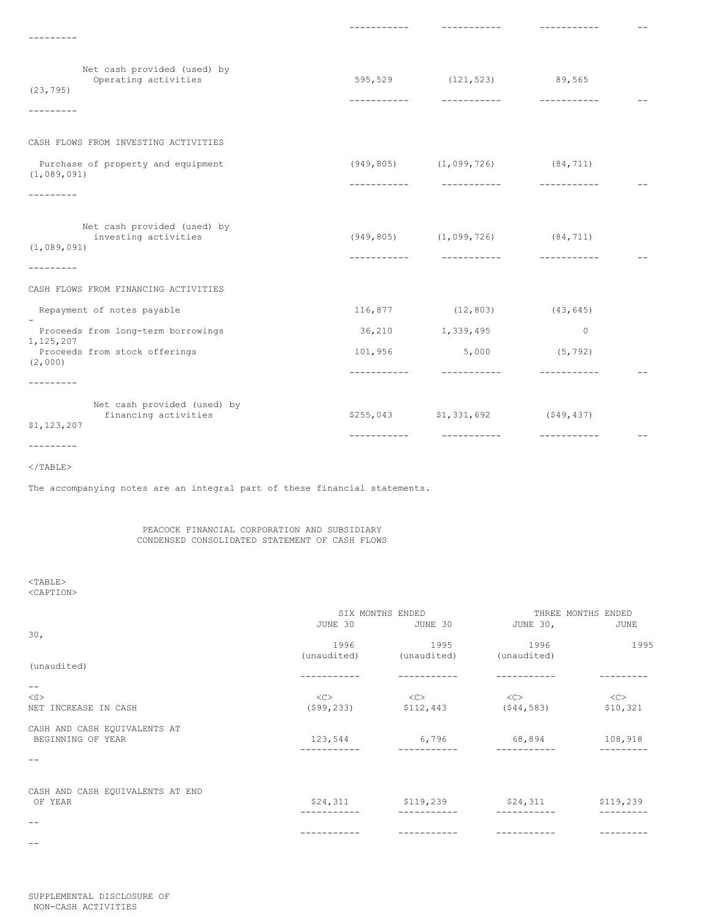| | | | | |
|---|---|---|---|---|
| Net cash provided (used) by Operating activities | 595,529 | (121,523) | 89,565 | (23,795) |
| **CASH FLOWS FROM INVESTING ACTIVITIES** | | | | |
| Purchase of property and equipment | (949,805) | (1,099,726) | (84,711) | (1,089,091) |
| Net cash provided (used) by investing activities | (949,805) | (1,099,726) | (84,711) | (1,089,091) |
| **CASH FLOWS FROM FINANCING ACTIVITIES** | | | | |
| Repayment of notes payable | 116,877 | (12,803) | (43,645) | - |
| Proceeds from long-term borrowings | 36,210 | 1,339,495 | 0 | 1,125,207 |
| Proceeds from stock offerings | 101,956 | 5,000 | (5,792) | (2,000) |
| Net cash provided (used) by financing activities | $255,043 | $1,331,692 | ($49,437) | $1,123,207 |

The accompanying notes are an integral part of these financial statements.

## PEACOCK FINANCIAL CORPORATION AND SUBSIDIARY
## CONDENSED CONSOLIDATED STATEMENT OF CASH FLOWS

| | SIX MONTHS ENDED | | THREE MONTHS ENDED | |
|---|---|---|---|---|
| | JUNE 30 1996 (unaudited) | JUNE 30 1995 (unaudited) | JUNE 30, 1996 (unaudited) | JUNE 30, 1995 (unaudited) |
| NET INCREASE IN CASH | ($99,233) | $112,443 | ($44,583) | $10,321 |
| CASH AND CASH EQUIVALENTS AT BEGINNING OF YEAR | 123,544 | 6,796 | 68,894 | 108,918 |
| CASH AND CASH EQUIVALENTS AT END OF YEAR | $24,311 | $119,239 | $24,311 | $119,239 |

SUPPLEMENTAL DISCLOSURE OF NON-CASH ACTIVITIES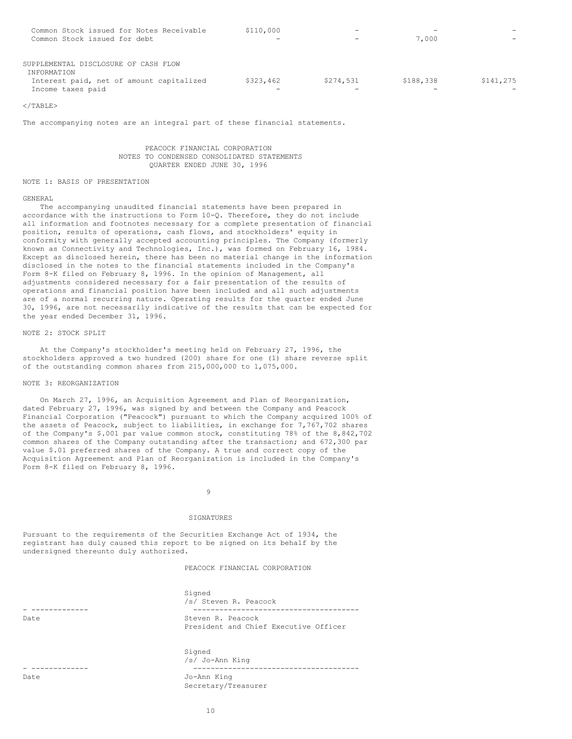| | | | | |
|---|---|---|---|---|
| Common Stock issued for Notes Receivable | $110,000 | - | - | - |
| Common Stock issued for debt | - | - | 7,000 | - |
| SUPPLEMENTAL DISCLOSURE OF CASH FLOW INFORMATION | | | | |
| Interest paid, net of amount capitalized | $323,462 | $274,531 | $188,338 | $141,275 |
| Income taxes paid | - | - | - | - |

</TABLE>

The accompanying notes are an integral part of these financial statements.

PEACOCK FINANCIAL CORPORATION
NOTES TO CONDENSED CONSOLIDATED STATEMENTS
QUARTER ENDED JUNE 30, 1996

NOTE 1: BASIS OF PRESENTATION

GENERAL

The accompanying unaudited financial statements have been prepared in accordance with the instructions to Form 10-Q. Therefore, they do not include all information and footnotes necessary for a complete presentation of financial position, results of operations, cash flows, and stockholders' equity in conformity with generally accepted accounting principles. The Company (formerly known as Connectivity and Technologies, Inc.), was formed on February 16, 1984. Except as disclosed herein, there has been no material change in the information disclosed in the notes to the financial statements included in the Company's Form 8-K filed on February 8, 1996. In the opinion of Management, all adjustments considered necessary for a fair presentation of the results of operations and financial position have been included and all such adjustments are of a normal recurring nature. Operating results for the quarter ended June 30, 1996, are not necessarily indicative of the results that can be expected for the year ended December 31, 1996.

NOTE 2: STOCK SPLIT

At the Company's stockholder's meeting held on February 27, 1996, the stockholders approved a two hundred (200) share for one (1) share reverse split of the outstanding common shares from 215,000,000 to 1,075,000.

NOTE 3: REORGANIZATION

On March 27, 1996, an Acquisition Agreement and Plan of Reorganization, dated February 27, 1996, was signed by and between the Company and Peacock Financial Corporation ("Peacock") pursuant to which the Company acquired 100% of the assets of Peacock, subject to liabilities, in exchange for 7,767,702 shares of the Company's $.001 par value common stock, constituting 78% of the 8,842,702 common shares of the Company outstanding after the transaction; and 672,300 par value $.01 preferred shares of the Company. A true and correct copy of the Acquisition Agreement and Plan of Reorganization is included in the Company's Form 8-K filed on February 8, 1996.

SIGNATURES

Pursuant to the requirements of the Securities Exchange Act of 1934, the registrant has duly caused this report to be signed on its behalf by the undersigned thereunto duly authorized.

PEACOCK FINANCIAL CORPORATION

Signed
/s/ Steven R. Peacock

Date

Steven R. Peacock
President and Chief Executive Officer

Signed
/s/ Jo-Ann King

Date

Jo-Ann King
Secretary/Treasurer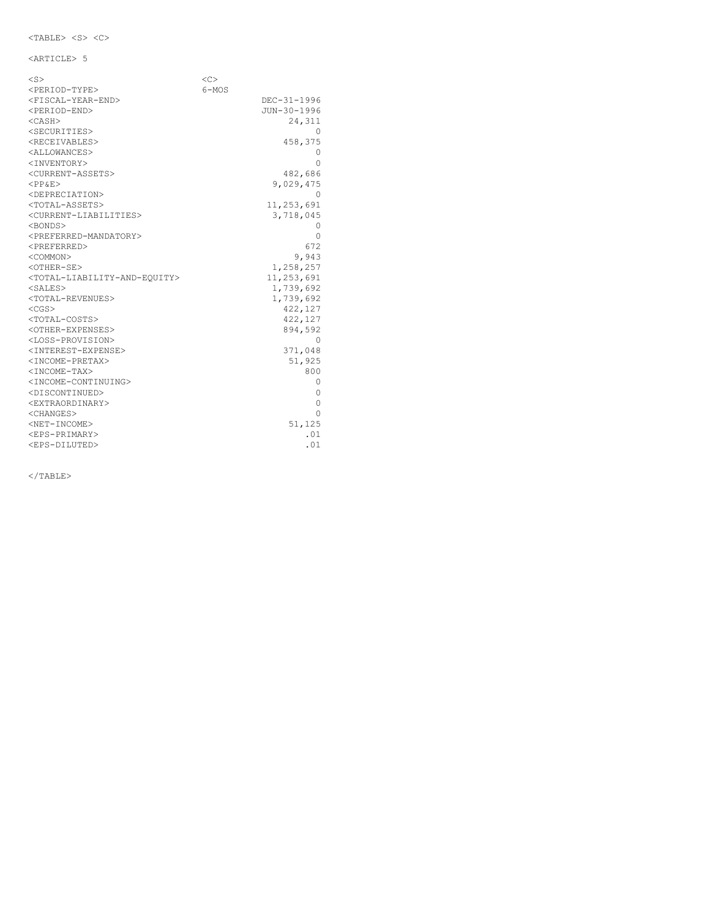<TABLE> <S> <C>

<ARTICLE> 5

| <S> | <C> |
|---|---|
| <PERIOD-TYPE> | 6-MOS |
| <FISCAL-YEAR-END> | DEC-31-1996 |
| <PERIOD-END> | JUN-30-1996 |
| <CASH> | 24,311 |
| <SECURITIES> | 0 |
| <RECEIVABLES> | 458,375 |
| <ALLOWANCES> | 0 |
| <INVENTORY> | 0 |
| <CURRENT-ASSETS> | 482,686 |
| <PP&E> | 9,029,475 |
| <DEPRECIATION> | 0 |
| <TOTAL-ASSETS> | 11,253,691 |
| <CURRENT-LIABILITIES> | 3,718,045 |
| <BONDS> | 0 |
| <PREFERRED-MANDATORY> | 0 |
| <PREFERRED> | 672 |
| <COMMON> | 9,943 |
| <OTHER-SE> | 1,258,257 |
| <TOTAL-LIABILITY-AND-EQUITY> | 11,253,691 |
| <SALES> | 1,739,692 |
| <TOTAL-REVENUES> | 1,739,692 |
| <CGS> | 422,127 |
| <TOTAL-COSTS> | 422,127 |
| <OTHER-EXPENSES> | 894,592 |
| <LOSS-PROVISION> | 0 |
| <INTEREST-EXPENSE> | 371,048 |
| <INCOME-PRETAX> | 51,925 |
| <INCOME-TAX> | 800 |
| <INCOME-CONTINUING> | 0 |
| <DISCONTINUED> | 0 |
| <EXTRAORDINARY> | 0 |
| <CHANGES> | 0 |
| <NET-INCOME> | 51,125 |
| <EPS-PRIMARY> | .01 |
| <EPS-DILUTED> | .01 |

</TABLE>